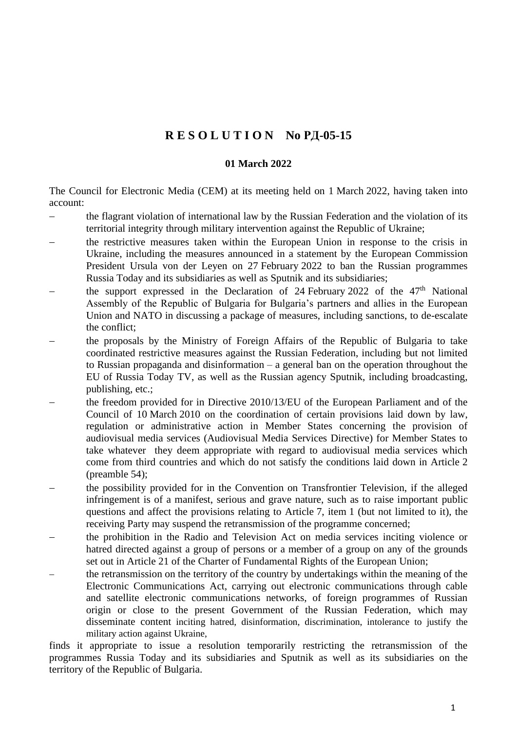# R E S O L U T I O N No РД-05-15

**01 March 2022**

The Council for Electronic Media (CEM) at its meeting held on 1 March 2022, having taken into account:

- the flagrant violation of international law by the Russian Federation and the violation of its territorial integrity through military intervention against the Republic of Ukraine;
- the restrictive measures taken within the European Union in response to the crisis in Ukraine, including the measures announced in a statement by the European Commission President Ursula von der Leyen on 27 February 2022 to ban the Russian programmes Russia Today and its subsidiaries as well as Sputnik and its subsidiaries;
- the support expressed in the Declaration of 24 February 2022 of the 47th National Assembly of the Republic of Bulgaria for Bulgaria's partners and allies in the European Union and NATO in discussing a package of measures, including sanctions, to de-escalate the conflict;
- the proposals by the Ministry of Foreign Affairs of the Republic of Bulgaria to take coordinated restrictive measures against the Russian Federation, including but not limited to Russian propaganda and disinformation – a general ban on the operation throughout the EU of Russia Today TV, as well as the Russian agency Sputnik, including broadcasting, publishing, etc.;
- the freedom provided for in Directive 2010/13/EU of the European Parliament and of the Council of 10 March 2010 on the coordination of certain provisions laid down by law, regulation or administrative action in Member States concerning the provision of audiovisual media services (Audiovisual Media Services Directive) for Member States to take whatever they deem appropriate with regard to audiovisual media services which come from third countries and which do not satisfy the conditions laid down in Article 2 (preamble 54);
- the possibility provided for in the Convention on Transfrontier Television, if the alleged infringement is of a manifest, serious and grave nature, such as to raise important public questions and affect the provisions relating to Article 7, item 1 (but not limited to it), the receiving Party may suspend the retransmission of the programme concerned;
- the prohibition in the Radio and Television Act on media services inciting violence or hatred directed against a group of persons or a member of a group on any of the grounds set out in Article 21 of the Charter of Fundamental Rights of the European Union;
- the retransmission on the territory of the country by undertakings within the meaning of the Electronic Communications Act, carrying out electronic communications through cable and satellite electronic communications networks, of foreign programmes of Russian origin or close to the present Government of the Russian Federation, which may disseminate content inciting hatred, disinformation, discrimination, intolerance to justify the military action against Ukraine,

finds it appropriate to issue a resolution temporarily restricting the retransmission of the programmes Russia Today and its subsidiaries and Sputnik as well as its subsidiaries on the territory of the Republic of Bulgaria.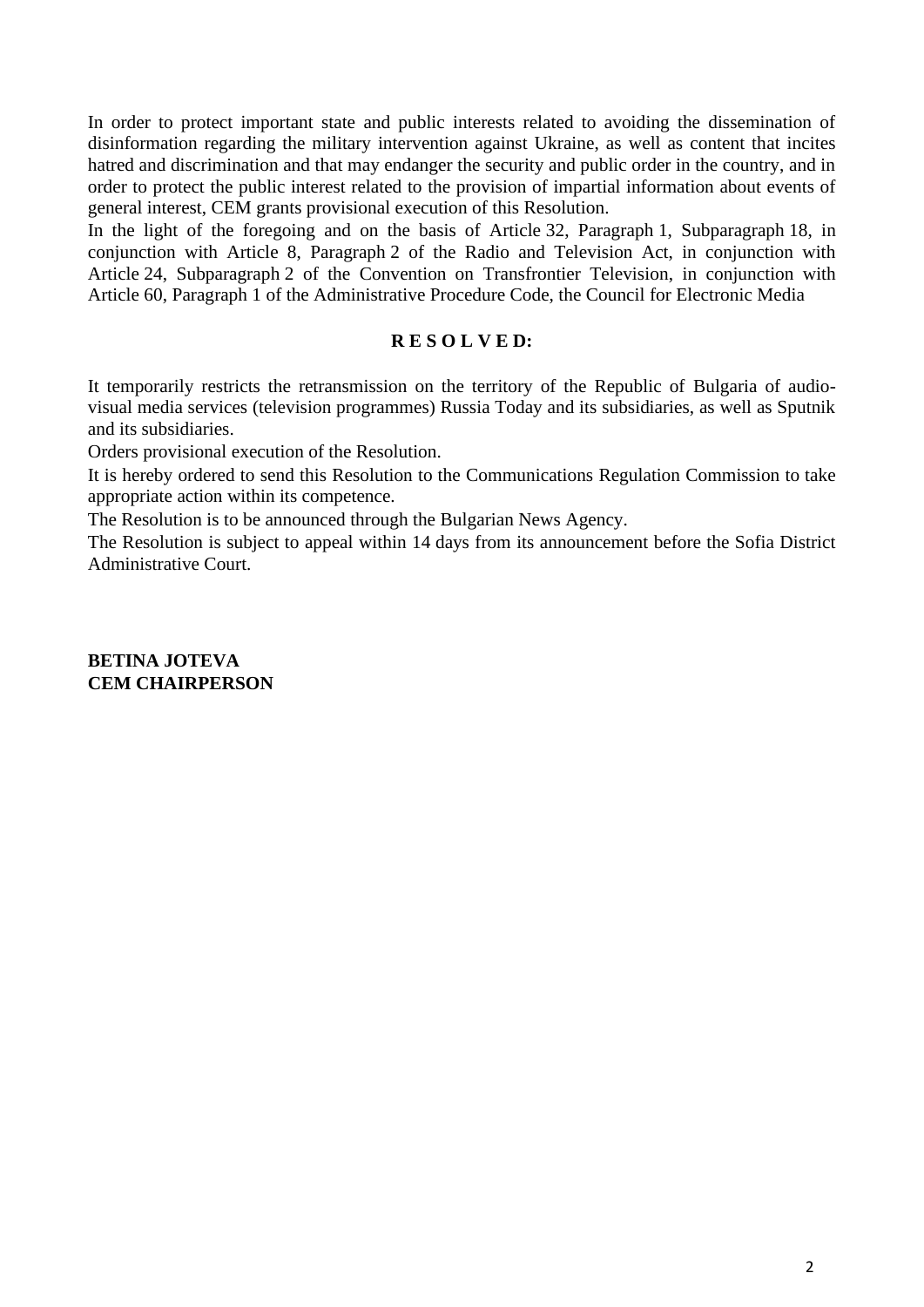In order to protect important state and public interests related to avoiding the dissemination of disinformation regarding the military intervention against Ukraine, as well as content that incites hatred and discrimination and that may endanger the security and public order in the country, and in order to protect the public interest related to the provision of impartial information about events of general interest, CEM grants provisional execution of this Resolution.

In the light of the foregoing and on the basis of Article 32, Paragraph 1, Subparagraph 18, in conjunction with Article 8, Paragraph 2 of the Radio and Television Act, in conjunction with Article 24, Subparagraph 2 of the Convention on Transfrontier Television, in conjunction with Article 60, Paragraph 1 of the Administrative Procedure Code, the Council for Electronic Media

**R E S O L V E D:**

It temporarily restricts the retransmission on the territory of the Republic of Bulgaria of audio-visual media services (television programmes) Russia Today and its subsidiaries, as well as Sputnik and its subsidiaries.

Orders provisional execution of the Resolution.

It is hereby ordered to send this Resolution to the Communications Regulation Commission to take appropriate action within its competence.

The Resolution is to be announced through the Bulgarian News Agency.

The Resolution is subject to appeal within 14 days from its announcement before the Sofia District Administrative Court.

**BETINA JOTEVA**
**CEM CHAIRPERSON**